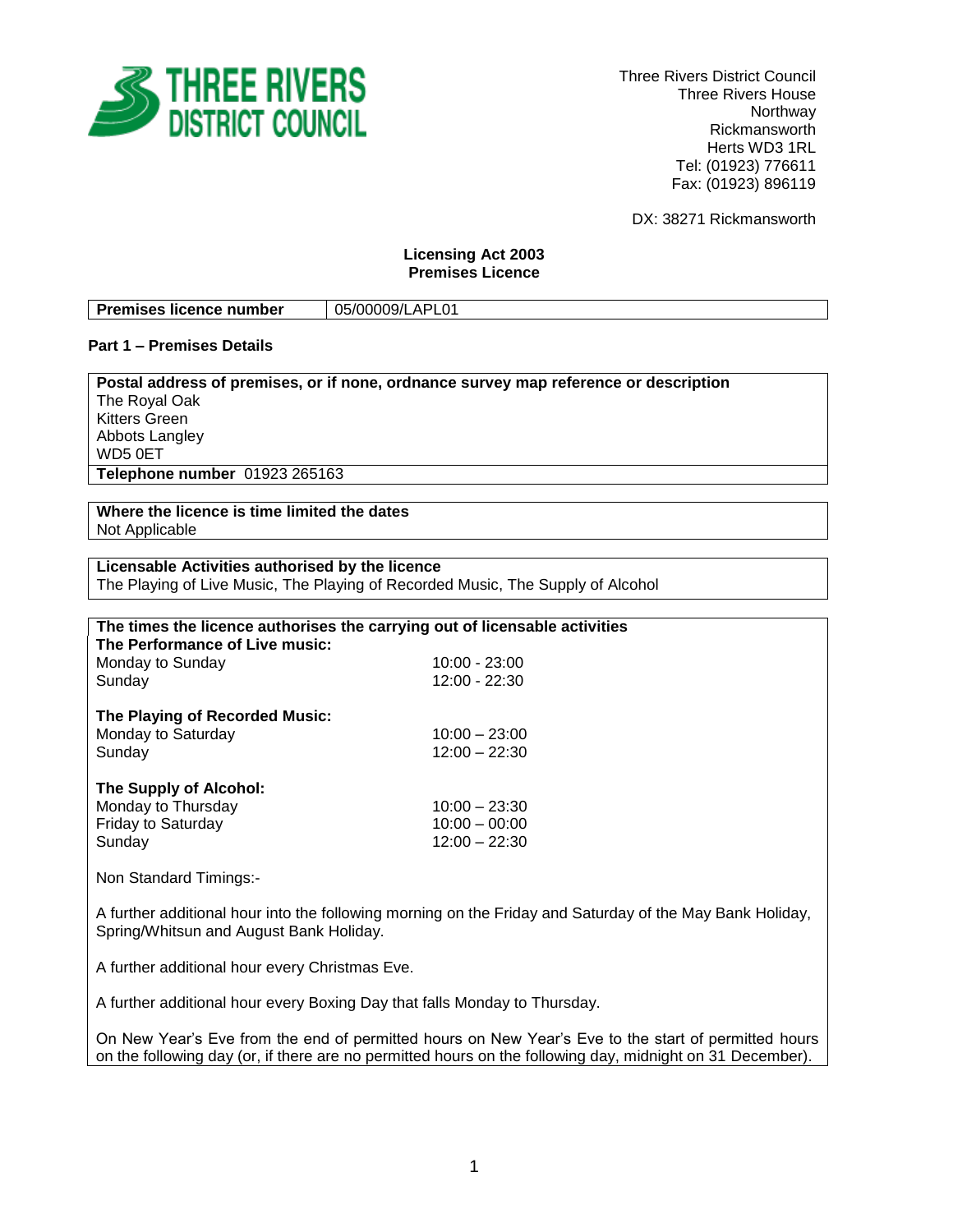THREE RIVERS DISTRICT COUNCIL

Three Rivers District Council
Three Rivers House
Northway
Rickmansworth
Herts WD3 1RL
Tel: (01923) 776611
Fax: (01923) 896119

DX: 38271 Rickmansworth

**Licensing Act 2003**
**Premises Licence**

| **Premises licence number** | 05/00009/LAPL01 |
|---|---|

## Part 1 – Premises Details

**Postal address of premises, or if none, ordnance survey map reference or description**
The Royal Oak
Kitters Green
Abbots Langley
WD5 0ET

**Telephone number** 01923 265163

**Where the licence is time limited the dates**
Not Applicable

**Licensable Activities authorised by the licence**
The Playing of Live Music, The Playing of Recorded Music, The Supply of Alcohol

**The times the licence authorises the carrying out of licensable activities**

**The Performance of Live music:**

| | |
|---|---|
| Monday to Sunday | 10:00 - 23:00 |
| Sunday | 12:00 - 22:30 |

**The Playing of Recorded Music:**

| | |
|---|---|
| Monday to Saturday | 10:00 – 23:00 |
| Sunday | 12:00 – 22:30 |

**The Supply of Alcohol:**

| | |
|---|---|
| Monday to Thursday | 10:00 – 23:30 |
| Friday to Saturday | 10:00 – 00:00 |
| Sunday | 12:00 – 22:30 |

Non Standard Timings:-

A further additional hour into the following morning on the Friday and Saturday of the May Bank Holiday, Spring/Whitsun and August Bank Holiday.

A further additional hour every Christmas Eve.

A further additional hour every Boxing Day that falls Monday to Thursday.

On New Year's Eve from the end of permitted hours on New Year's Eve to the start of permitted hours on the following day (or, if there are no permitted hours on the following day, midnight on 31 December).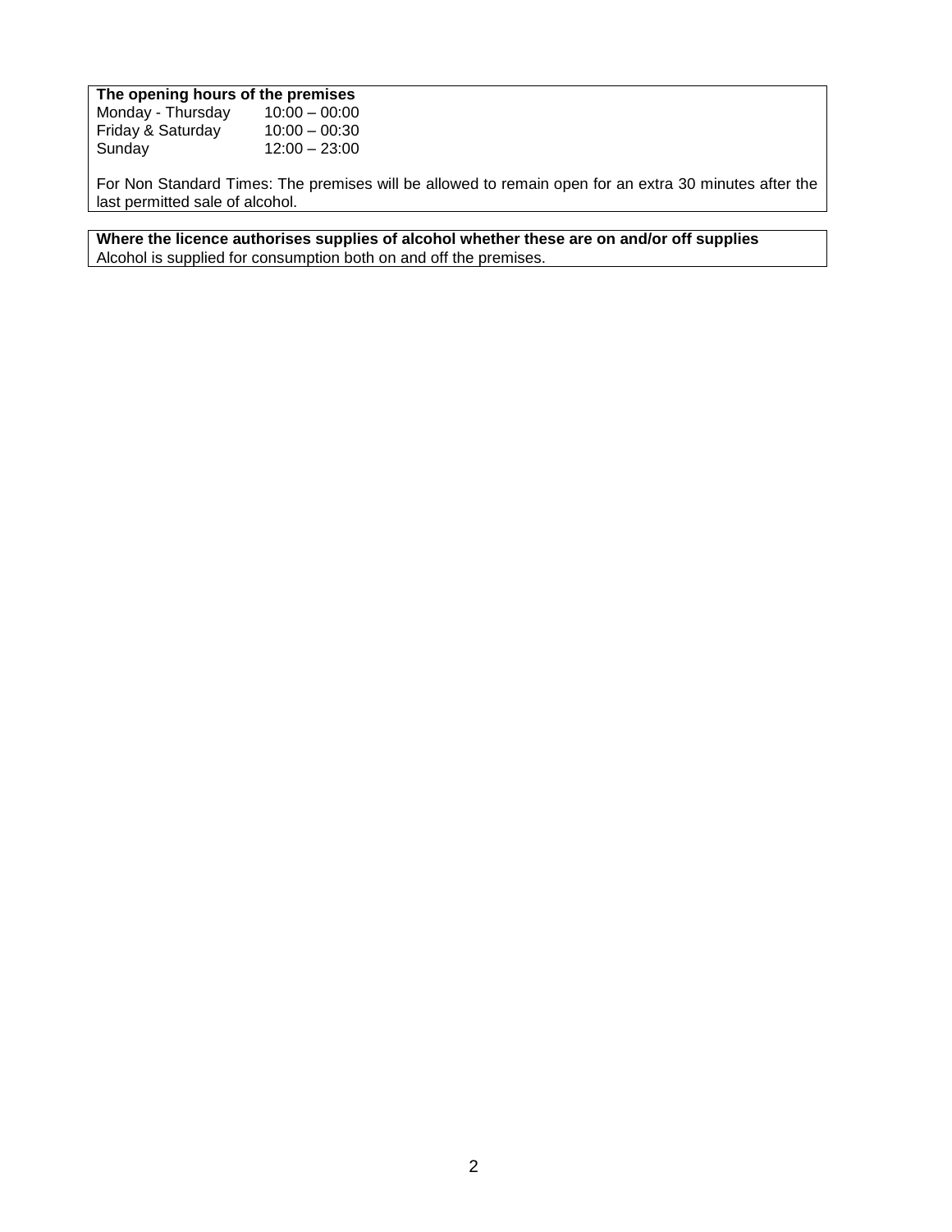**The opening hours of the premises**

| | |
|---|---|
| Monday - Thursday | 10:00 – 00:00 |
| Friday & Saturday | 10:00 – 00:30 |
| Sunday | 12:00 – 23:00 |

For Non Standard Times: The premises will be allowed to remain open for an extra 30 minutes after the last permitted sale of alcohol.

**Where the licence authorises supplies of alcohol whether these are on and/or off supplies**

Alcohol is supplied for consumption both on and off the premises.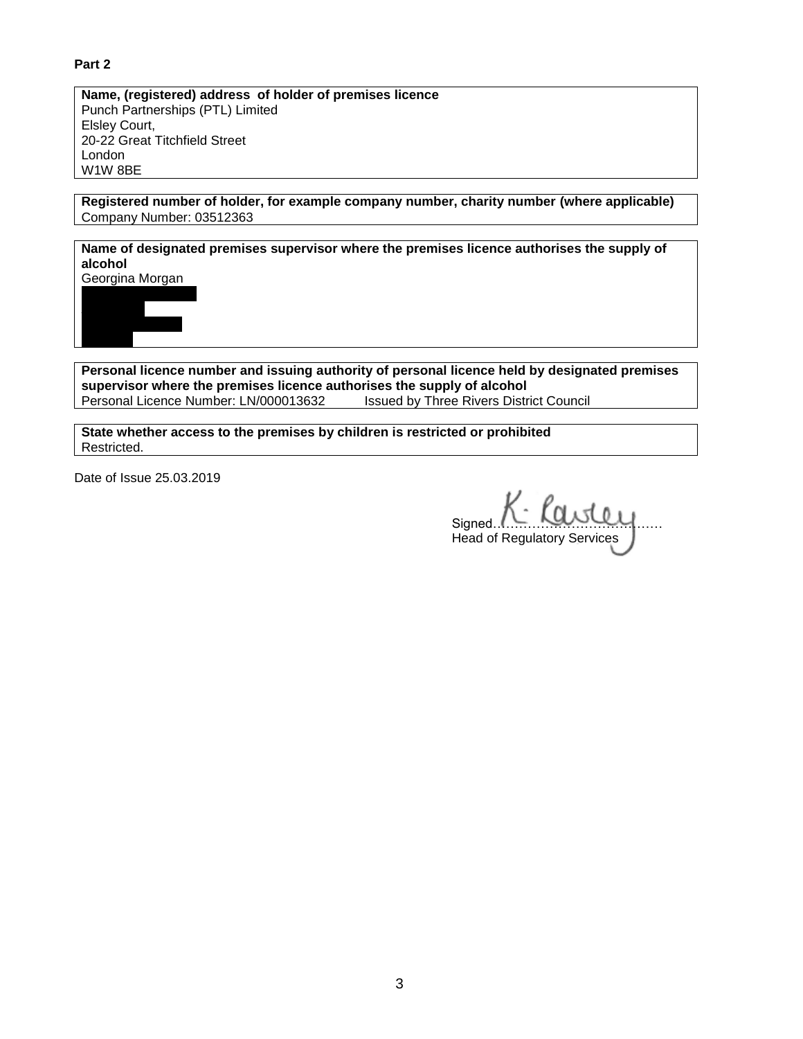**Part 2**

**Name, (registered) address of holder of premises licence**
Punch Partnerships (PTL) Limited
Elsley Court,
20-22 Great Titchfield Street
London
W1W 8BE

**Registered number of holder, for example company number, charity number (where applicable)**
Company Number: 03512363

**Name of designated premises supervisor where the premises licence authorises the supply of alcohol**
Georgina Morgan

**Personal licence number and issuing authority of personal licence held by designated premises supervisor where the premises licence authorises the supply of alcohol**
Personal Licence Number: LN/000013632 Issued by Three Rivers District Council

**State whether access to the premises by children is restricted or prohibited**
Restricted.

Date of Issue 25.03.2019

Signed K. Rawley
Head of Regulatory Services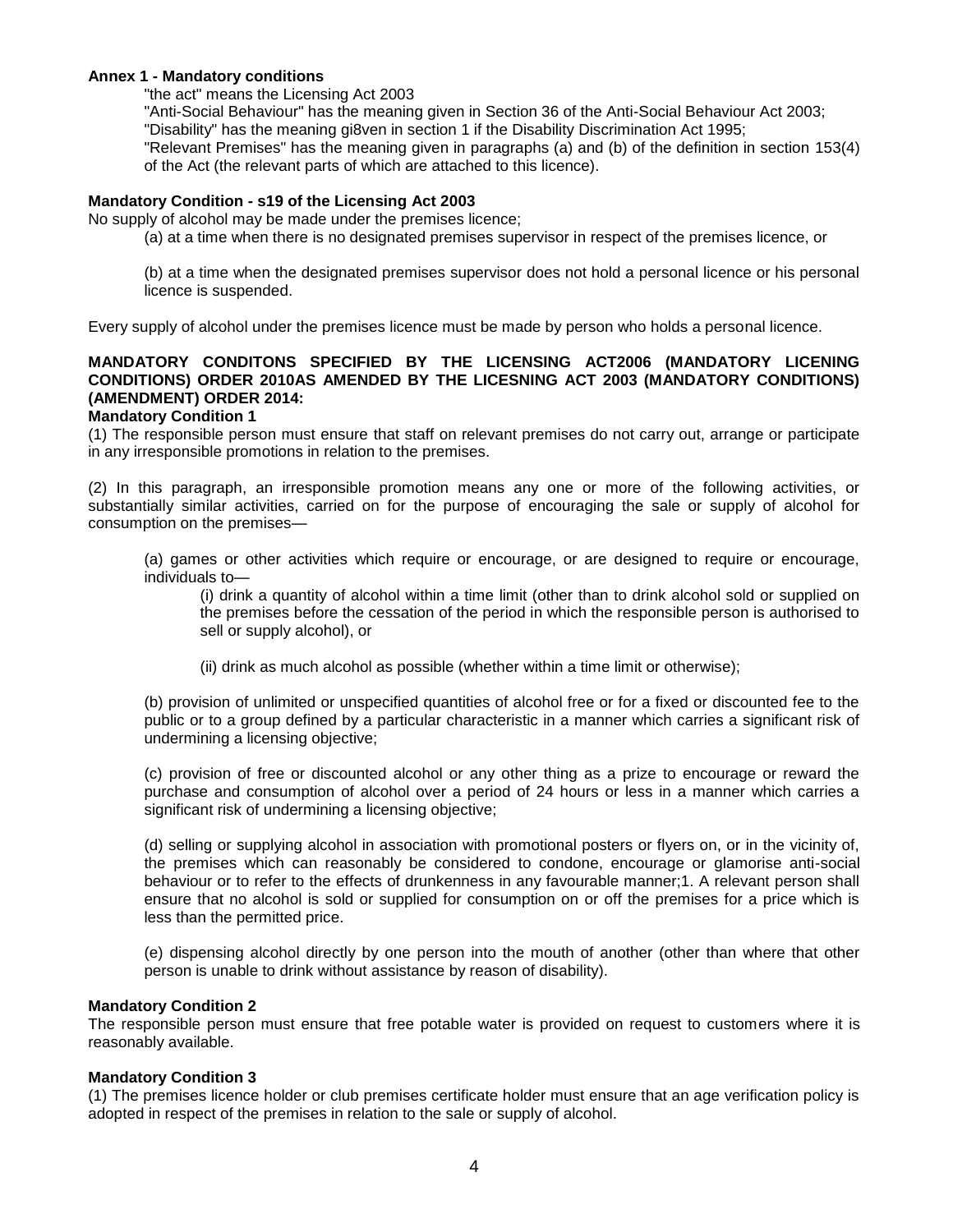**Annex 1 - Mandatory conditions**

"the act" means the Licensing Act 2003

"Anti-Social Behaviour" has the meaning given in Section 36 of the Anti-Social Behaviour Act 2003;

"Disability" has the meaning gi8ven in section 1 if the Disability Discrimination Act 1995;

"Relevant Premises" has the meaning given in paragraphs (a) and (b) of the definition in section 153(4) of the Act (the relevant parts of which are attached to this licence).

**Mandatory Condition - s19 of the Licensing Act 2003**

No supply of alcohol may be made under the premises licence;

(a) at a time when there is no designated premises supervisor in respect of the premises licence, or

(b) at a time when the designated premises supervisor does not hold a personal licence or his personal licence is suspended.

Every supply of alcohol under the premises licence must be made by person who holds a personal licence.

**MANDATORY CONDITONS SPECIFIED BY THE LICENSING ACT2006 (MANDATORY LICENING CONDITIONS) ORDER 2010AS AMENDED BY THE LICESNING ACT 2003 (MANDATORY CONDITIONS) (AMENDMENT) ORDER 2014:**

**Mandatory Condition 1**

(1) The responsible person must ensure that staff on relevant premises do not carry out, arrange or participate in any irresponsible promotions in relation to the premises.

(2) In this paragraph, an irresponsible promotion means any one or more of the following activities, or substantially similar activities, carried on for the purpose of encouraging the sale or supply of alcohol for consumption on the premises—

(a) games or other activities which require or encourage, or are designed to require or encourage, individuals to—

(i) drink a quantity of alcohol within a time limit (other than to drink alcohol sold or supplied on the premises before the cessation of the period in which the responsible person is authorised to sell or supply alcohol), or

(ii) drink as much alcohol as possible (whether within a time limit or otherwise);

(b) provision of unlimited or unspecified quantities of alcohol free or for a fixed or discounted fee to the public or to a group defined by a particular characteristic in a manner which carries a significant risk of undermining a licensing objective;

(c) provision of free or discounted alcohol or any other thing as a prize to encourage or reward the purchase and consumption of alcohol over a period of 24 hours or less in a manner which carries a significant risk of undermining a licensing objective;

(d) selling or supplying alcohol in association with promotional posters or flyers on, or in the vicinity of, the premises which can reasonably be considered to condone, encourage or glamorise anti-social behaviour or to refer to the effects of drunkenness in any favourable manner;1. A relevant person shall ensure that no alcohol is sold or supplied for consumption on or off the premises for a price which is less than the permitted price.

(e) dispensing alcohol directly by one person into the mouth of another (other than where that other person is unable to drink without assistance by reason of disability).

**Mandatory Condition 2**

The responsible person must ensure that free potable water is provided on request to customers where it is reasonably available.

**Mandatory Condition 3**

(1) The premises licence holder or club premises certificate holder must ensure that an age verification policy is adopted in respect of the premises in relation to the sale or supply of alcohol.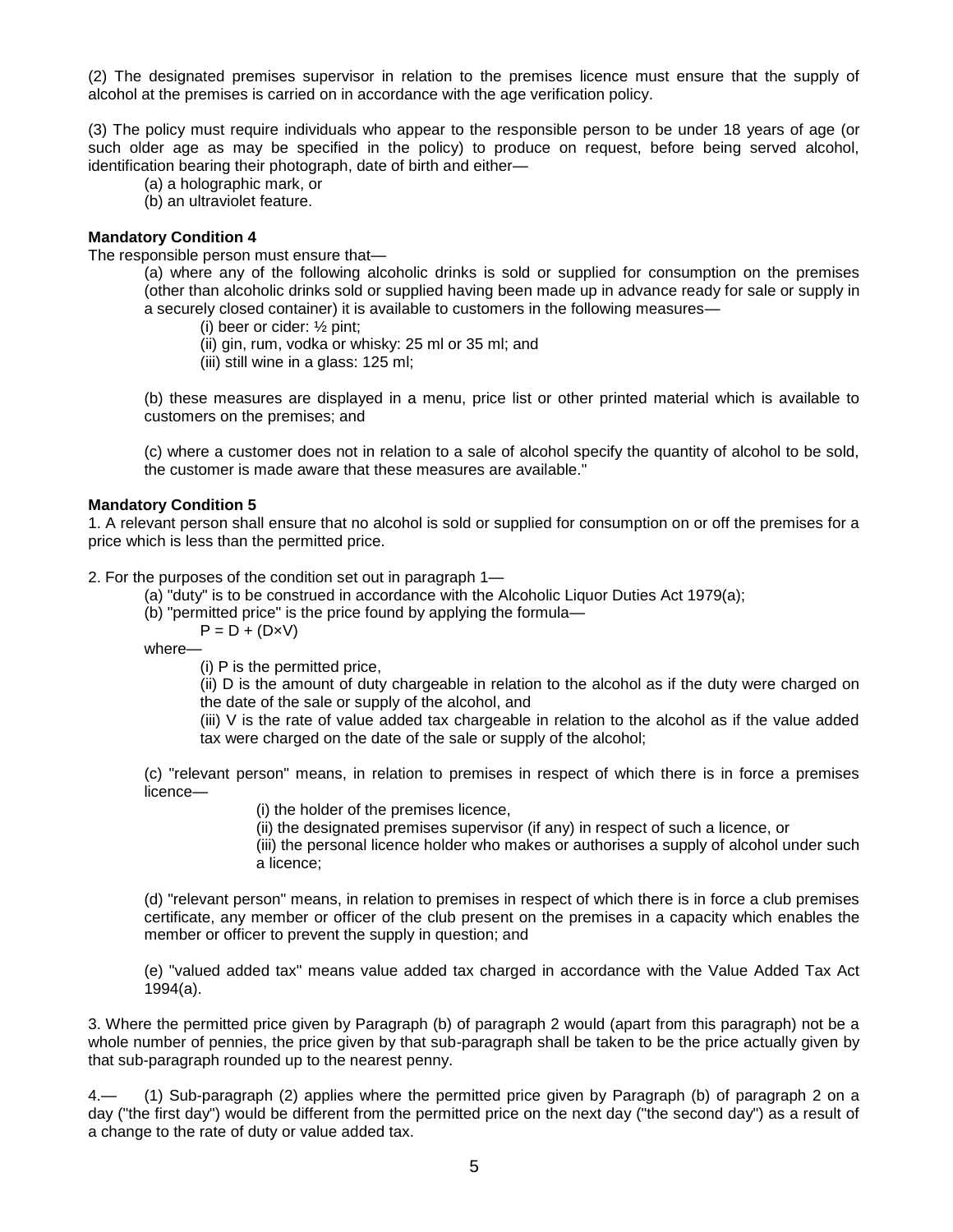(2) The designated premises supervisor in relation to the premises licence must ensure that the supply of alcohol at the premises is carried on in accordance with the age verification policy.

(3) The policy must require individuals who appear to the responsible person to be under 18 years of age (or such older age as may be specified in the policy) to produce on request, before being served alcohol, identification bearing their photograph, date of birth and either—

(a) a holographic mark, or

(b) an ultraviolet feature.

**Mandatory Condition 4**

The responsible person must ensure that—

(a) where any of the following alcoholic drinks is sold or supplied for consumption on the premises (other than alcoholic drinks sold or supplied having been made up in advance ready for sale or supply in a securely closed container) it is available to customers in the following measures—

(i) beer or cider: ½ pint;

(ii) gin, rum, vodka or whisky: 25 ml or 35 ml; and

(iii) still wine in a glass: 125 ml;

(b) these measures are displayed in a menu, price list or other printed material which is available to customers on the premises; and

(c) where a customer does not in relation to a sale of alcohol specify the quantity of alcohol to be sold, the customer is made aware that these measures are available."

**Mandatory Condition 5**

1. A relevant person shall ensure that no alcohol is sold or supplied for consumption on or off the premises for a price which is less than the permitted price.

2. For the purposes of the condition set out in paragraph 1—

(a) "duty" is to be construed in accordance with the Alcoholic Liquor Duties Act 1979(a);

(b) "permitted price" is the price found by applying the formula—

$P = D + (D \times V)$

where—

(i) P is the permitted price,

(ii) D is the amount of duty chargeable in relation to the alcohol as if the duty were charged on the date of the sale or supply of the alcohol, and

(iii) V is the rate of value added tax chargeable in relation to the alcohol as if the value added tax were charged on the date of the sale or supply of the alcohol;

(c) "relevant person" means, in relation to premises in respect of which there is in force a premises licence—

(i) the holder of the premises licence,

(ii) the designated premises supervisor (if any) in respect of such a licence, or

(iii) the personal licence holder who makes or authorises a supply of alcohol under such a licence;

(d) "relevant person" means, in relation to premises in respect of which there is in force a club premises certificate, any member or officer of the club present on the premises in a capacity which enables the member or officer to prevent the supply in question; and

(e) "valued added tax" means value added tax charged in accordance with the Value Added Tax Act 1994(a).

3. Where the permitted price given by Paragraph (b) of paragraph 2 would (apart from this paragraph) not be a whole number of pennies, the price given by that sub-paragraph shall be taken to be the price actually given by that sub-paragraph rounded up to the nearest penny.

4.— (1) Sub-paragraph (2) applies where the permitted price given by Paragraph (b) of paragraph 2 on a day ("the first day") would be different from the permitted price on the next day ("the second day") as a result of a change to the rate of duty or value added tax.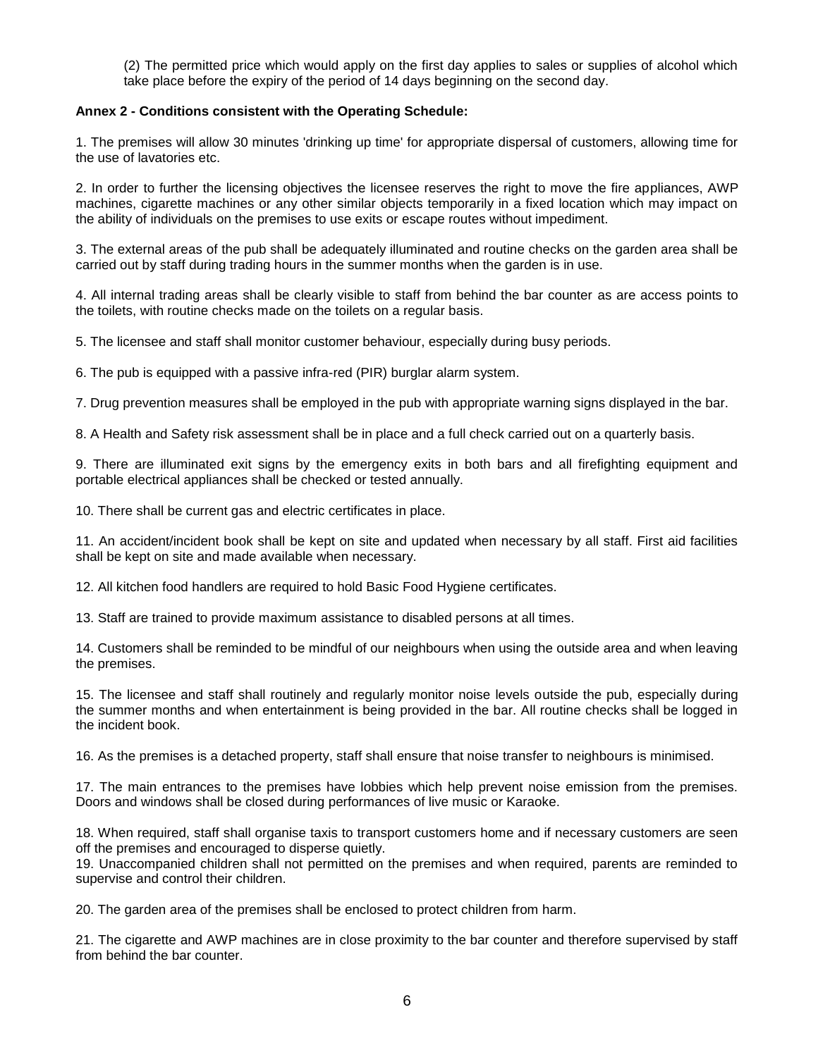(2) The permitted price which would apply on the first day applies to sales or supplies of alcohol which take place before the expiry of the period of 14 days beginning on the second day.

**Annex 2 - Conditions consistent with the Operating Schedule:**

1. The premises will allow 30 minutes 'drinking up time' for appropriate dispersal of customers, allowing time for the use of lavatories etc.

2. In order to further the licensing objectives the licensee reserves the right to move the fire appliances, AWP machines, cigarette machines or any other similar objects temporarily in a fixed location which may impact on the ability of individuals on the premises to use exits or escape routes without impediment.

3. The external areas of the pub shall be adequately illuminated and routine checks on the garden area shall be carried out by staff during trading hours in the summer months when the garden is in use.

4. All internal trading areas shall be clearly visible to staff from behind the bar counter as are access points to the toilets, with routine checks made on the toilets on a regular basis.

5. The licensee and staff shall monitor customer behaviour, especially during busy periods.

6. The pub is equipped with a passive infra-red (PIR) burglar alarm system.

7. Drug prevention measures shall be employed in the pub with appropriate warning signs displayed in the bar.

8. A Health and Safety risk assessment shall be in place and a full check carried out on a quarterly basis.

9. There are illuminated exit signs by the emergency exits in both bars and all firefighting equipment and portable electrical appliances shall be checked or tested annually.

10. There shall be current gas and electric certificates in place.

11. An accident/incident book shall be kept on site and updated when necessary by all staff. First aid facilities shall be kept on site and made available when necessary.

12. All kitchen food handlers are required to hold Basic Food Hygiene certificates.

13. Staff are trained to provide maximum assistance to disabled persons at all times.

14. Customers shall be reminded to be mindful of our neighbours when using the outside area and when leaving the premises.

15. The licensee and staff shall routinely and regularly monitor noise levels outside the pub, especially during the summer months and when entertainment is being provided in the bar. All routine checks shall be logged in the incident book.

16. As the premises is a detached property, staff shall ensure that noise transfer to neighbours is minimised.

17. The main entrances to the premises have lobbies which help prevent noise emission from the premises. Doors and windows shall be closed during performances of live music or Karaoke.

18. When required, staff shall organise taxis to transport customers home and if necessary customers are seen off the premises and encouraged to disperse quietly.

19. Unaccompanied children shall not permitted on the premises and when required, parents are reminded to supervise and control their children.

20. The garden area of the premises shall be enclosed to protect children from harm.

21. The cigarette and AWP machines are in close proximity to the bar counter and therefore supervised by staff from behind the bar counter.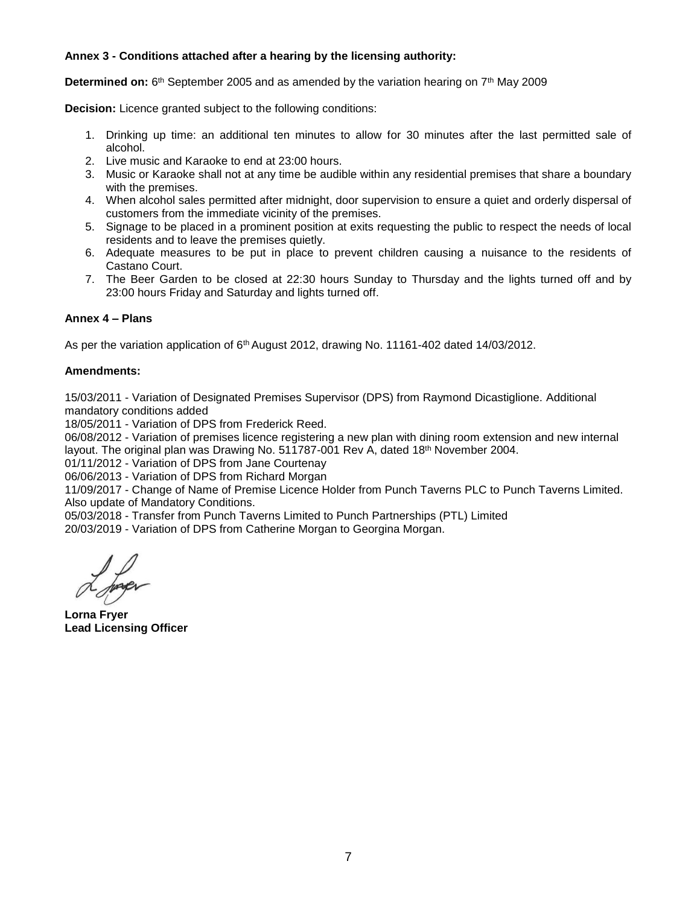**Annex 3 - Conditions attached after a hearing by the licensing authority:**

**Determined on:** 6th September 2005 and as amended by the variation hearing on 7th May 2009

**Decision:** Licence granted subject to the following conditions:

1. Drinking up time: an additional ten minutes to allow for 30 minutes after the last permitted sale of alcohol.
2. Live music and Karaoke to end at 23:00 hours.
3. Music or Karaoke shall not at any time be audible within any residential premises that share a boundary with the premises.
4. When alcohol sales permitted after midnight, door supervision to ensure a quiet and orderly dispersal of customers from the immediate vicinity of the premises.
5. Signage to be placed in a prominent position at exits requesting the public to respect the needs of local residents and to leave the premises quietly.
6. Adequate measures to be put in place to prevent children causing a nuisance to the residents of Castano Court.
7. The Beer Garden to be closed at 22:30 hours Sunday to Thursday and the lights turned off and by 23:00 hours Friday and Saturday and lights turned off.

**Annex 4 – Plans**

As per the variation application of 6th August 2012, drawing No. 11161-402 dated 14/03/2012.

**Amendments:**

15/03/2011 - Variation of Designated Premises Supervisor (DPS) from Raymond Dicastiglione. Additional mandatory conditions added
18/05/2011 - Variation of DPS from Frederick Reed.
06/08/2012 - Variation of premises licence registering a new plan with dining room extension and new internal layout. The original plan was Drawing No. 511787-001 Rev A, dated 18th November 2004.
01/11/2012 - Variation of DPS from Jane Courtenay
06/06/2013 - Variation of DPS from Richard Morgan
11/09/2017 - Change of Name of Premise Licence Holder from Punch Taverns PLC to Punch Taverns Limited. Also update of Mandatory Conditions.
05/03/2018 - Transfer from Punch Taverns Limited to Punch Partnerships (PTL) Limited
20/03/2019 - Variation of DPS from Catherine Morgan to Georgina Morgan.

**Lorna Fryer**
**Lead Licensing Officer**